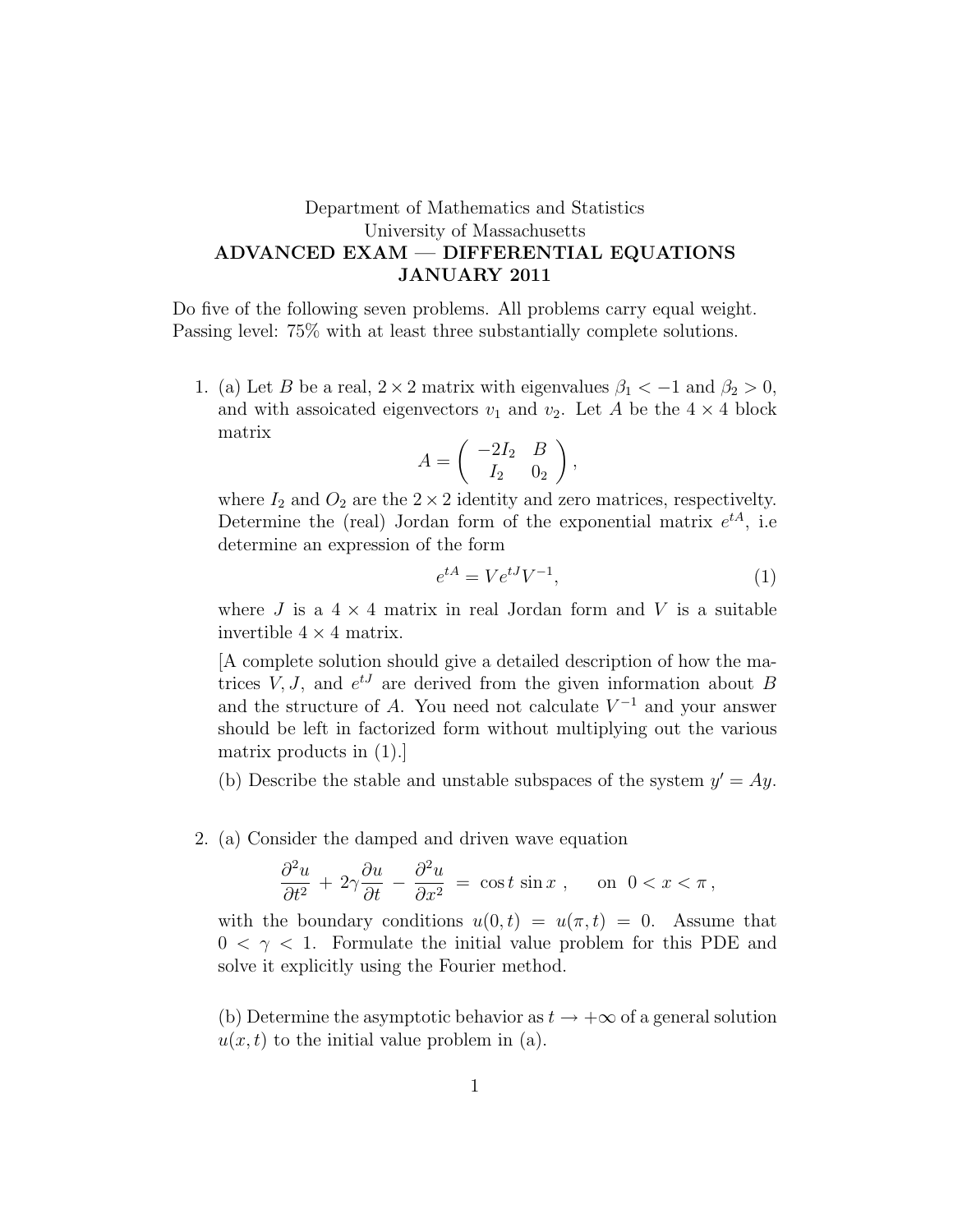Department of Mathematics and Statistics
University of Massachusetts

**ADVANCED EXAM — DIFFERENTIAL EQUATIONS**
**JANUARY 2011**

Do five of the following seven problems. All problems carry equal weight. Passing level: 75% with at least three substantially complete solutions.

1. (a) Let $B$ be a real, $2 \times 2$ matrix with eigenvalues $\beta_1 < -1$ and $\beta_2 > 0$, and with assoicated eigenvectors $v_1$ and $v_2$. Let $A$ be the $4 \times 4$ block matrix

$$A = \begin{pmatrix} -2I_2 & B \\ I_2 & 0_2 \end{pmatrix},$$

where $I_2$ and $O_2$ are the $2 \times 2$ identity and zero matrices, respectivelty. Determine the (real) Jordan form of the exponential matrix $e^{tA}$, i.e determine an expression of the form

$$e^{tA} = Ve^{tJ}V^{-1}, \tag{1}$$

where $J$ is a $4 \times 4$ matrix in real Jordan form and $V$ is a suitable invertible $4 \times 4$ matrix.

[A complete solution should give a detailed description of how the matrices $V, J$, and $e^{tJ}$ are derived from the given information about $B$ and the structure of $A$. You need not calculate $V^{-1}$ and your answer should be left in factorized form without multiplying out the various matrix products in (1).]

(b) Describe the stable and unstable subspaces of the system $y' = Ay$.

2. (a) Consider the damped and driven wave equation

$$\frac{\partial^2 u}{\partial t^2} + 2\gamma \frac{\partial u}{\partial t} - \frac{\partial^2 u}{\partial x^2} = \cos t \sin x \,, \quad \text{on } 0 < x < \pi \,,$$

with the boundary conditions $u(0, t) = u(\pi, t) = 0$. Assume that $0 < \gamma < 1$. Formulate the initial value problem for this PDE and solve it explicitly using the Fourier method.

(b) Determine the asymptotic behavior as $t \to +\infty$ of a general solution $u(x, t)$ to the initial value problem in (a).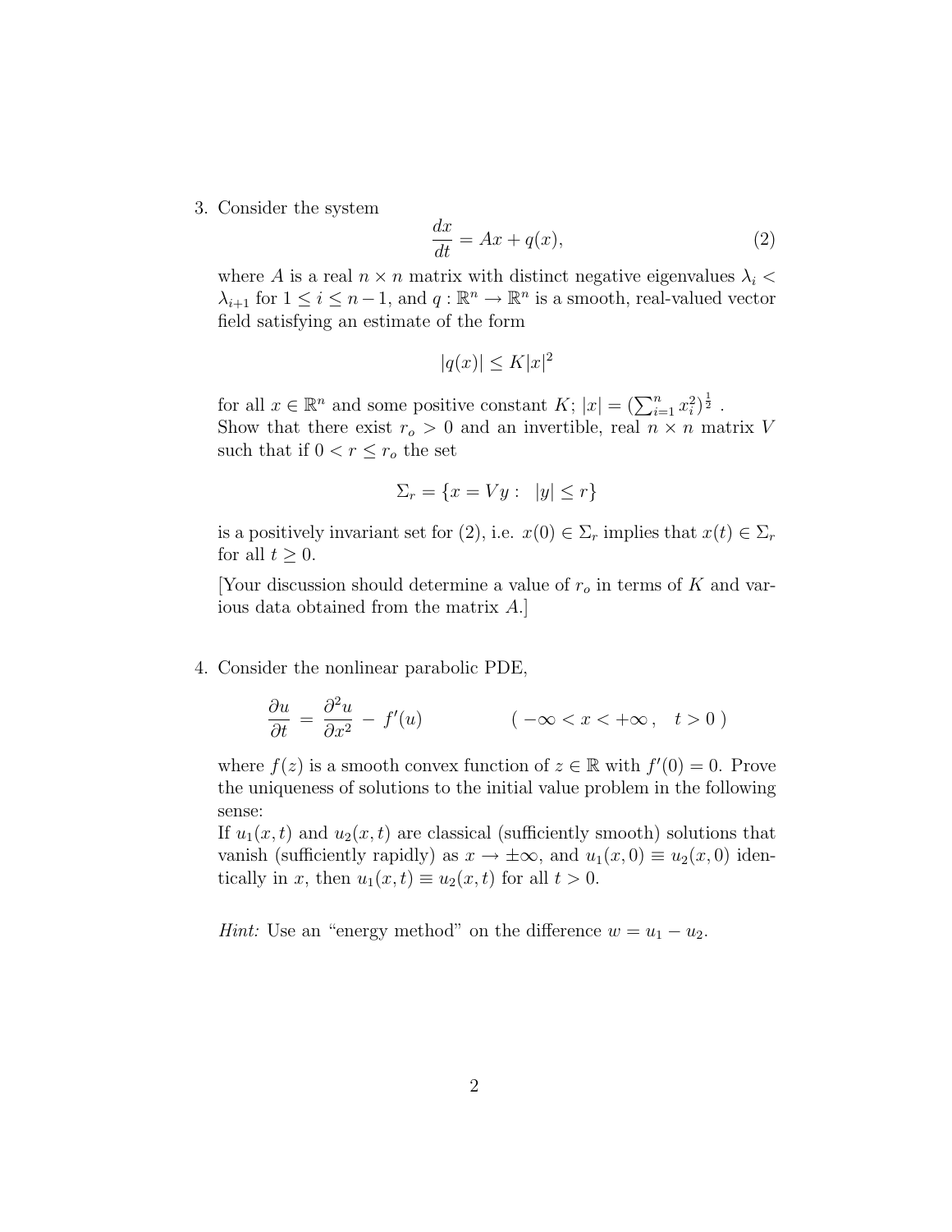3. Consider the system

$$\frac{dx}{dt} = Ax + q(x), \tag{2}$$

where $A$ is a real $n \times n$ matrix with distinct negative eigenvalues $\lambda_i < \lambda_{i+1}$ for $1 \leq i \leq n-1$, and $q : \mathbb{R}^n \to \mathbb{R}^n$ is a smooth, real-valued vector field satisfying an estimate of the form

$$|q(x)| \leq K|x|^2$$

for all $x \in \mathbb{R}^n$ and some positive constant $K$; $|x| = (\sum_{i=1}^n x_i^2)^{\frac{1}{2}}$ .
Show that there exist $r_o > 0$ and an invertible, real $n \times n$ matrix $V$ such that if $0 < r \leq r_o$ the set

$$\Sigma_r = \{x = Vy : \ \ |y| \leq r\}$$

is a positively invariant set for (2), i.e. $x(0) \in \Sigma_r$ implies that $x(t) \in \Sigma_r$ for all $t \geq 0$.

[Your discussion should determine a value of $r_o$ in terms of $K$ and various data obtained from the matrix $A$.]

4. Consider the nonlinear parabolic PDE,

$$\frac{\partial u}{\partial t} \ = \ \frac{\partial^2 u}{\partial x^2} \ - \ f'(u) \qquad\qquad ( -\infty < x < +\infty \, , \quad t > 0 \ )$$

where $f(z)$ is a smooth convex function of $z \in \mathbb{R}$ with $f'(0) = 0$. Prove the uniqueness of solutions to the initial value problem in the following sense:
If $u_1(x,t)$ and $u_2(x,t)$ are classical (sufficiently smooth) solutions that vanish (sufficiently rapidly) as $x \to \pm\infty$, and $u_1(x,0) \equiv u_2(x,0)$ identically in $x$, then $u_1(x,t) \equiv u_2(x,t)$ for all $t > 0$.

*Hint:* Use an "energy method" on the difference $w = u_1 - u_2$.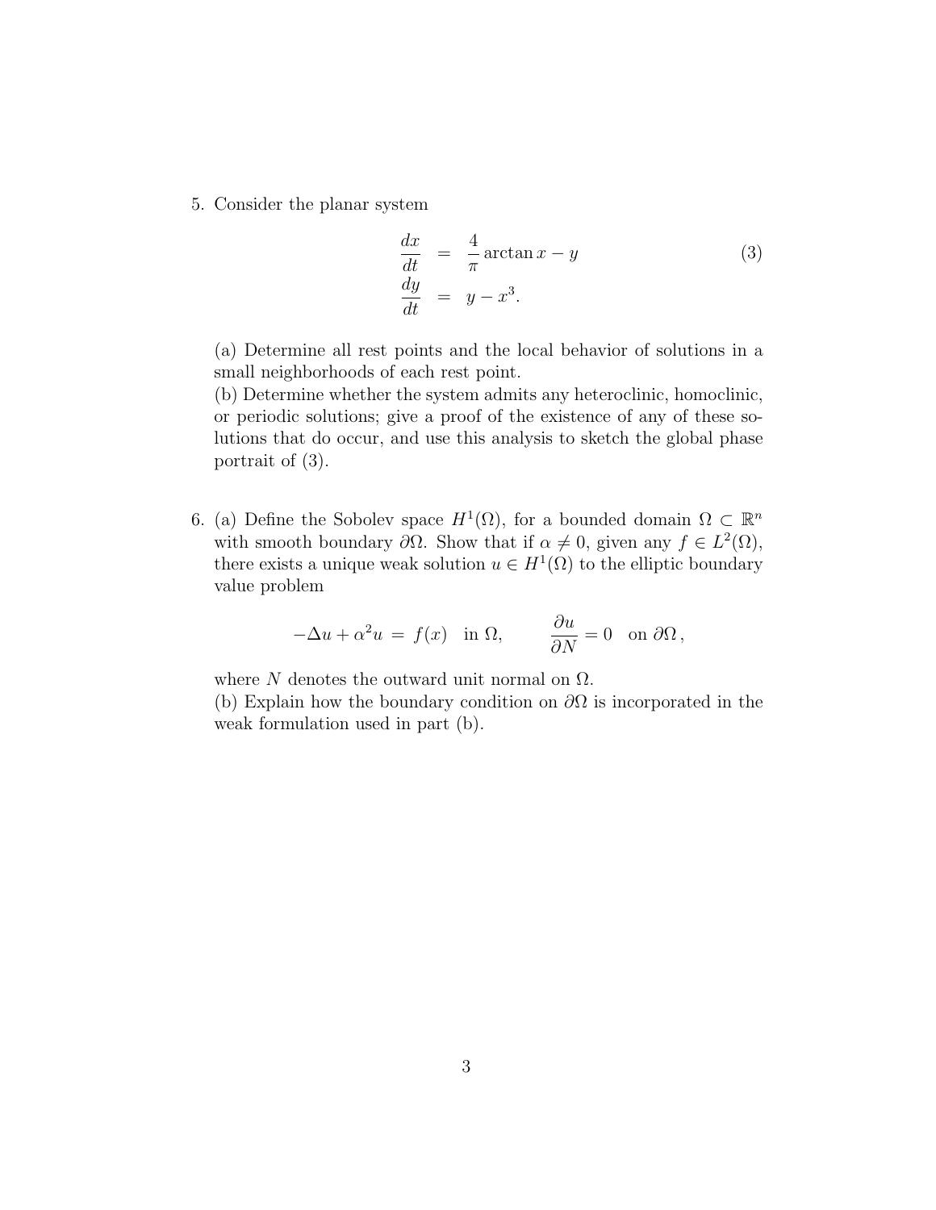5. Consider the planar system

$$
\begin{aligned}
\frac{dx}{dt} &= \frac{4}{\pi}\arctan x - y \\
\frac{dy}{dt} &= y - x^3.
\end{aligned}
\tag{3}
$$

(a) Determine all rest points and the local behavior of solutions in a small neighborhoods of each rest point.
(b) Determine whether the system admits any heteroclinic, homoclinic, or periodic solutions; give a proof of the existence of any of these solutions that do occur, and use this analysis to sketch the global phase portrait of (3).

6. (a) Define the Sobolev space $H^1(\Omega)$, for a bounded domain $\Omega \subset \mathbb{R}^n$ with smooth boundary $\partial\Omega$. Show that if $\alpha \neq 0$, given any $f \in L^2(\Omega)$, there exists a unique weak solution $u \in H^1(\Omega)$ to the elliptic boundary value problem

$$
-\Delta u + \alpha^2 u = f(x) \quad \text{in } \Omega, \qquad \frac{\partial u}{\partial N} = 0 \quad \text{on } \partial\Omega\,,
$$

where $N$ denotes the outward unit normal on $\Omega$.
(b) Explain how the boundary condition on $\partial\Omega$ is incorporated in the weak formulation used in part (b).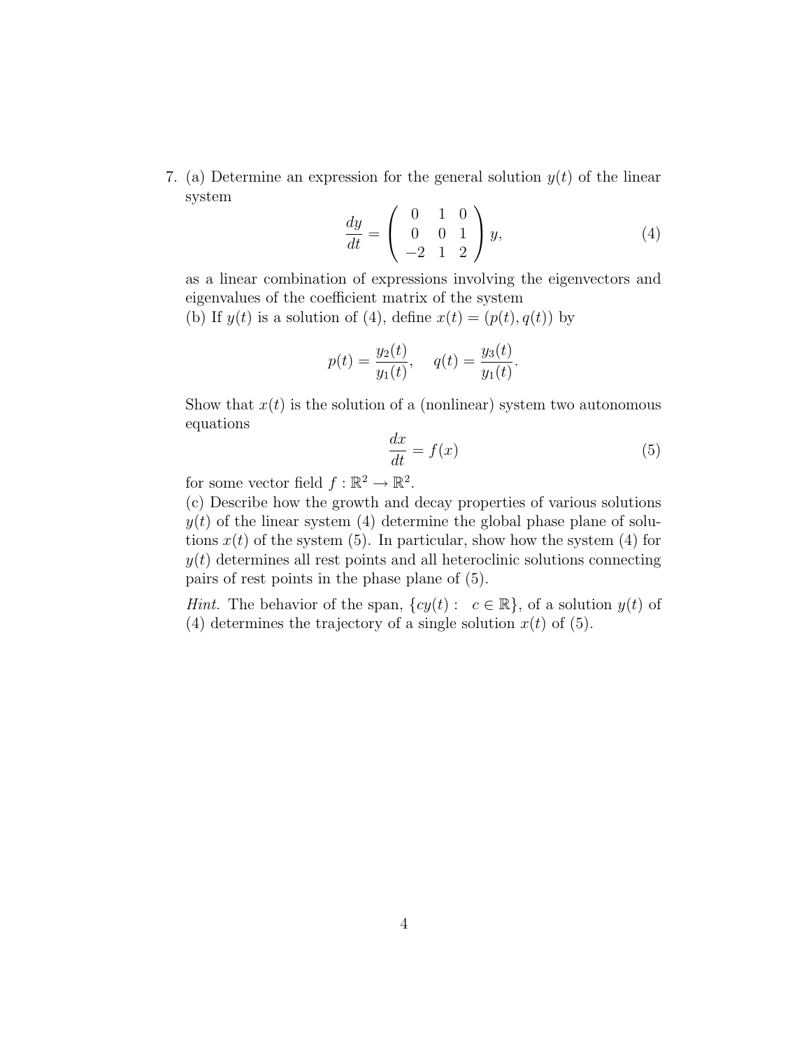7. (a) Determine an expression for the general solution $y(t)$ of the linear system

$$\frac{dy}{dt} = \begin{pmatrix} 0 & 1 & 0 \\ 0 & 0 & 1 \\ -2 & 1 & 2 \end{pmatrix} y, \tag{4}$$

as a linear combination of expressions involving the eigenvectors and eigenvalues of the coefficient matrix of the system

(b) If $y(t)$ is a solution of (4), define $x(t) = (p(t), q(t))$ by

$$p(t) = \frac{y_2(t)}{y_1(t)}, \quad q(t) = \frac{y_3(t)}{y_1(t)}.$$

Show that $x(t)$ is the solution of a (nonlinear) system two autonomous equations

$$\frac{dx}{dt} = f(x) \tag{5}$$

for some vector field $f : \mathbb{R}^2 \to \mathbb{R}^2$.

(c) Describe how the growth and decay properties of various solutions $y(t)$ of the linear system (4) determine the global phase plane of solutions $x(t)$ of the system (5). In particular, show how the system (4) for $y(t)$ determines all rest points and all heteroclinic solutions connecting pairs of rest points in the phase plane of (5).

*Hint.* The behavior of the span, $\{cy(t) : \ c \in \mathbb{R}\}$, of a solution $y(t)$ of (4) determines the trajectory of a single solution $x(t)$ of (5).